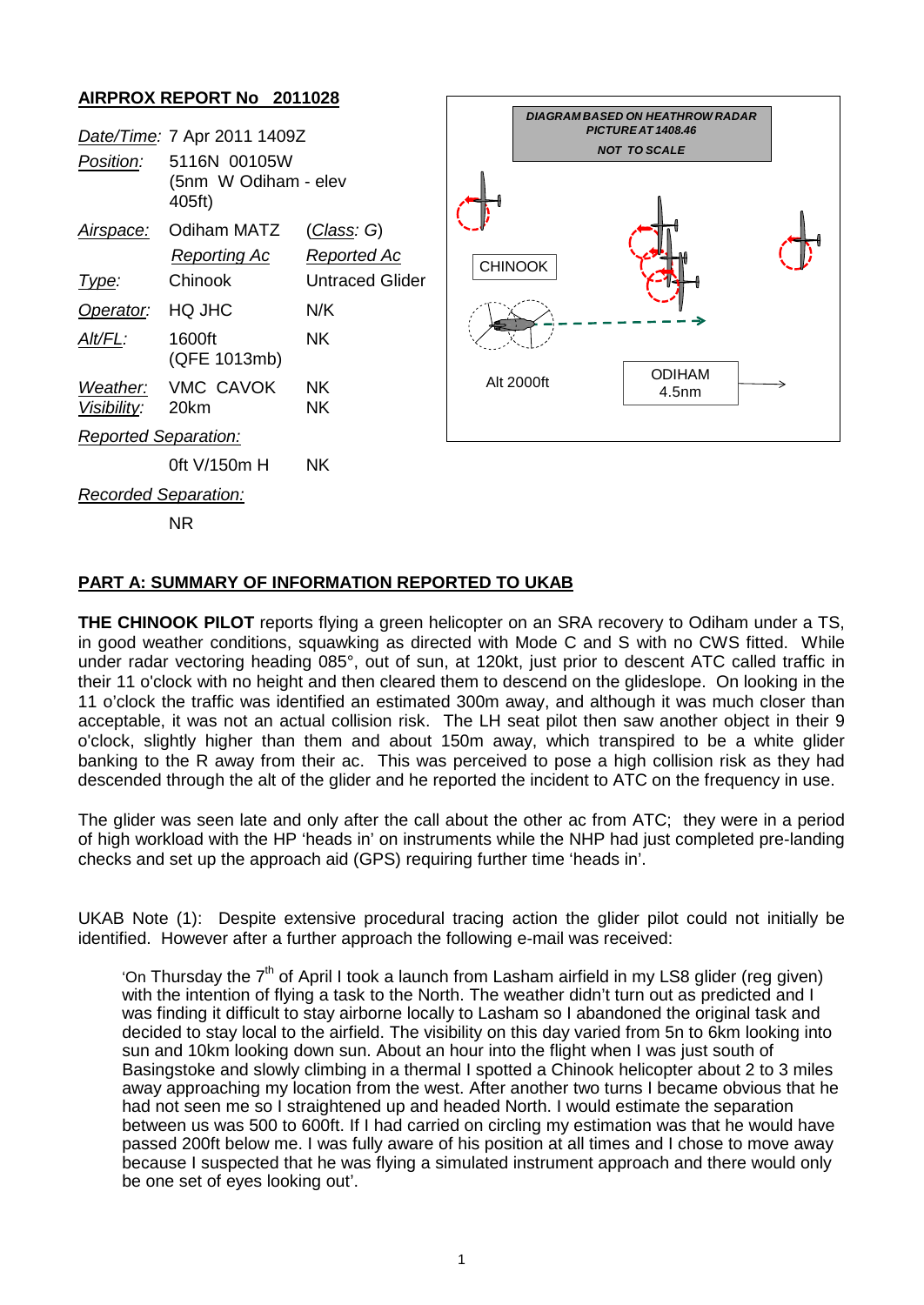**AIRPROX REPORT No 2011028**

| | | |
|---|---|---|
| *Date/Time:* | 7 Apr 2011 1409Z | |
| *Position:* | 5116N 00105W (5nm W Odiham - elev 405ft) | |
| *Airspace:* | Odiham MATZ | (*Class*: G) |
| | *Reporting Ac* | *Reported Ac* |
| *Type:* | Chinook | Untraced Glider |
| *Operator:* | HQ JHC | N/K |
| *Alt/FL:* | 1600ft (QFE 1013mb) | NK |
| *Weather:* | VMC CAVOK | NK |
| *Visibility:* | 20km | NK |
| *Reported Separation:* | | |
| | 0ft V/150m H | NK |
| *Recorded Separation:* | | |
| | NR | |

DIAGRAM BASED ON HEATHROW RADAR PICTURE AT 1408.46
NOT TO SCALE

CHINOOK

Alt 2000ft

ODIHAM 4.5nm

## PART A: SUMMARY OF INFORMATION REPORTED TO UKAB

**THE CHINOOK PILOT** reports flying a green helicopter on an SRA recovery to Odiham under a TS, in good weather conditions, squawking as directed with Mode C and S with no CWS fitted. While under radar vectoring heading 085°, out of sun, at 120kt, just prior to descent ATC called traffic in their 11 o'clock with no height and then cleared them to descend on the glideslope. On looking in the 11 o'clock the traffic was identified an estimated 300m away, and although it was much closer than acceptable, it was not an actual collision risk. The LH seat pilot then saw another object in their 9 o'clock, slightly higher than them and about 150m away, which transpired to be a white glider banking to the R away from their ac. This was perceived to pose a high collision risk as they had descended through the alt of the glider and he reported the incident to ATC on the frequency in use.

The glider was seen late and only after the call about the other ac from ATC; they were in a period of high workload with the HP 'heads in' on instruments while the NHP had just completed pre-landing checks and set up the approach aid (GPS) requiring further time 'heads in'.

UKAB Note (1): Despite extensive procedural tracing action the glider pilot could not initially be identified. However after a further approach the following e-mail was received:

> 'On Thursday the 7th of April I took a launch from Lasham airfield in my LS8 glider (reg given) with the intention of flying a task to the North. The weather didn't turn out as predicted and I was finding it difficult to stay airborne locally to Lasham so I abandoned the original task and decided to stay local to the airfield. The visibility on this day varied from 5n to 6km looking into sun and 10km looking down sun. About an hour into the flight when I was just south of Basingstoke and slowly climbing in a thermal I spotted a Chinook helicopter about 2 to 3 miles away approaching my location from the west. After another two turns I became obvious that he had not seen me so I straightened up and headed North. I would estimate the separation between us was 500 to 600ft. If I had carried on circling my estimation was that he would have passed 200ft below me. I was fully aware of his position at all times and I chose to move away because I suspected that he was flying a simulated instrument approach and there would only be one set of eyes looking out'.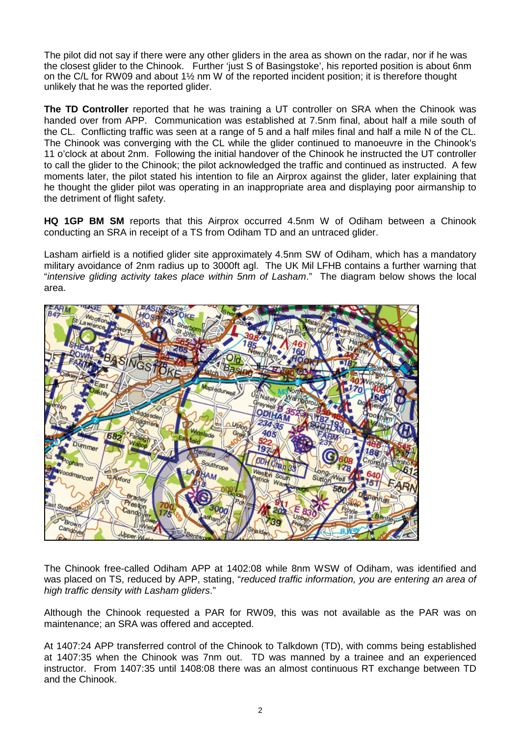The pilot did not say if there were any other gliders in the area as shown on the radar, nor if he was the closest glider to the Chinook. Further 'just S of Basingstoke', his reported position is about 6nm on the C/L for RW09 and about 1½ nm W of the reported incident position; it is therefore thought unlikely that he was the reported glider.

**The TD Controller** reported that he was training a UT controller on SRA when the Chinook was handed over from APP. Communication was established at 7.5nm final, about half a mile south of the CL. Conflicting traffic was seen at a range of 5 and a half miles final and half a mile N of the CL. The Chinook was converging with the CL while the glider continued to manoeuvre in the Chinook's 11 o'clock at about 2nm. Following the initial handover of the Chinook he instructed the UT controller to call the glider to the Chinook; the pilot acknowledged the traffic and continued as instructed. A few moments later, the pilot stated his intention to file an Airprox against the glider, later explaining that he thought the glider pilot was operating in an inappropriate area and displaying poor airmanship to the detriment of flight safety.

**HQ 1GP BM SM** reports that this Airprox occurred 4.5nm W of Odiham between a Chinook conducting an SRA in receipt of a TS from Odiham TD and an untraced glider.

Lasham airfield is a notified glider site approximately 4.5nm SW of Odiham, which has a mandatory military avoidance of 2nm radius up to 3000ft agl. The UK Mil LFHB contains a further warning that "*intensive gliding activity takes place within 5nm of Lasham*." The diagram below shows the local area.

The Chinook free-called Odiham APP at 1402:08 while 8nm WSW of Odiham, was identified and was placed on TS, reduced by APP, stating, "*reduced traffic information, you are entering an area of high traffic density with Lasham gliders*."

Although the Chinook requested a PAR for RW09, this was not available as the PAR was on maintenance; an SRA was offered and accepted.

At 1407:24 APP transferred control of the Chinook to Talkdown (TD), with comms being established at 1407:35 when the Chinook was 7nm out. TD was manned by a trainee and an experienced instructor. From 1407:35 until 1408:08 there was an almost continuous RT exchange between TD and the Chinook.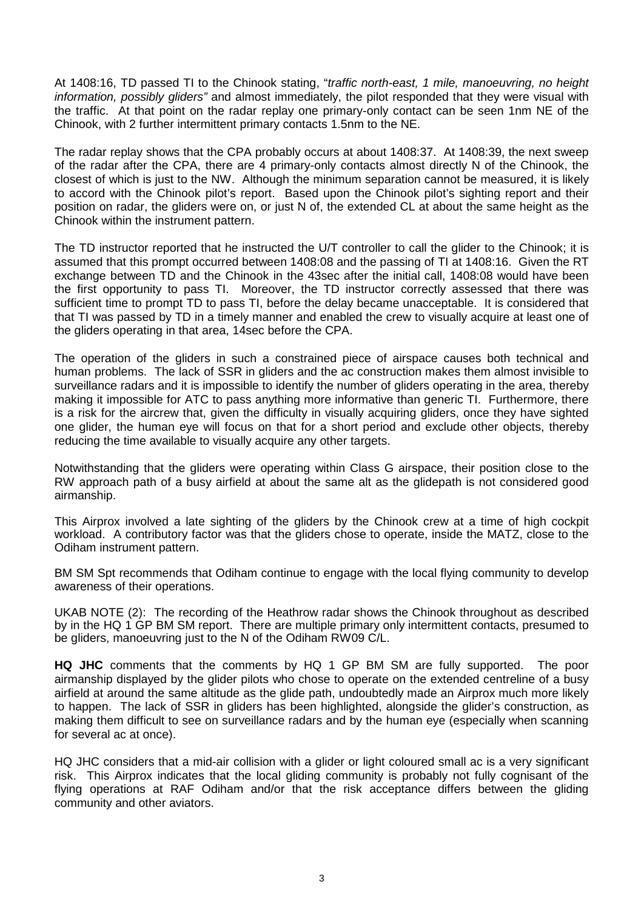At 1408:16, TD passed TI to the Chinook stating, "*traffic north-east, 1 mile, manoeuvring, no height information, possibly gliders"* and almost immediately, the pilot responded that they were visual with the traffic. At that point on the radar replay one primary-only contact can be seen 1nm NE of the Chinook, with 2 further intermittent primary contacts 1.5nm to the NE.

The radar replay shows that the CPA probably occurs at about 1408:37. At 1408:39, the next sweep of the radar after the CPA, there are 4 primary-only contacts almost directly N of the Chinook, the closest of which is just to the NW. Although the minimum separation cannot be measured, it is likely to accord with the Chinook pilot's report. Based upon the Chinook pilot's sighting report and their position on radar, the gliders were on, or just N of, the extended CL at about the same height as the Chinook within the instrument pattern.

The TD instructor reported that he instructed the U/T controller to call the glider to the Chinook; it is assumed that this prompt occurred between 1408:08 and the passing of TI at 1408:16. Given the RT exchange between TD and the Chinook in the 43sec after the initial call, 1408:08 would have been the first opportunity to pass TI. Moreover, the TD instructor correctly assessed that there was sufficient time to prompt TD to pass TI, before the delay became unacceptable. It is considered that that TI was passed by TD in a timely manner and enabled the crew to visually acquire at least one of the gliders operating in that area, 14sec before the CPA.

The operation of the gliders in such a constrained piece of airspace causes both technical and human problems. The lack of SSR in gliders and the ac construction makes them almost invisible to surveillance radars and it is impossible to identify the number of gliders operating in the area, thereby making it impossible for ATC to pass anything more informative than generic TI. Furthermore, there is a risk for the aircrew that, given the difficulty in visually acquiring gliders, once they have sighted one glider, the human eye will focus on that for a short period and exclude other objects, thereby reducing the time available to visually acquire any other targets.

Notwithstanding that the gliders were operating within Class G airspace, their position close to the RW approach path of a busy airfield at about the same alt as the glidepath is not considered good airmanship.

This Airprox involved a late sighting of the gliders by the Chinook crew at a time of high cockpit workload. A contributory factor was that the gliders chose to operate, inside the MATZ, close to the Odiham instrument pattern.

BM SM Spt recommends that Odiham continue to engage with the local flying community to develop awareness of their operations.

UKAB NOTE (2): The recording of the Heathrow radar shows the Chinook throughout as described by in the HQ 1 GP BM SM report. There are multiple primary only intermittent contacts, presumed to be gliders, manoeuvring just to the N of the Odiham RW09 C/L.

**HQ JHC** comments that the comments by HQ 1 GP BM SM are fully supported. The poor airmanship displayed by the glider pilots who chose to operate on the extended centreline of a busy airfield at around the same altitude as the glide path, undoubtedly made an Airprox much more likely to happen. The lack of SSR in gliders has been highlighted, alongside the glider's construction, as making them difficult to see on surveillance radars and by the human eye (especially when scanning for several ac at once).

HQ JHC considers that a mid-air collision with a glider or light coloured small ac is a very significant risk. This Airprox indicates that the local gliding community is probably not fully cognisant of the flying operations at RAF Odiham and/or that the risk acceptance differs between the gliding community and other aviators.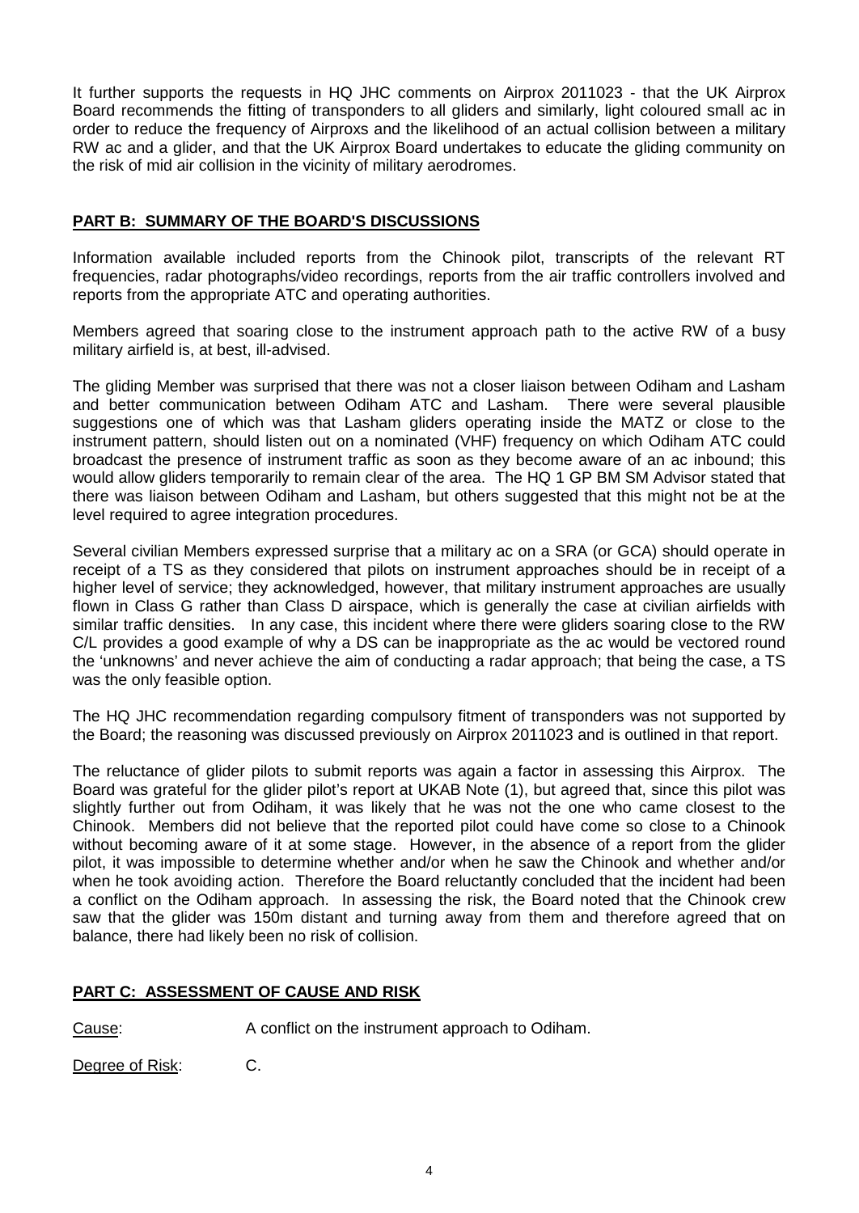It further supports the requests in HQ JHC comments on Airprox 2011023 - that the UK Airprox Board recommends the fitting of transponders to all gliders and similarly, light coloured small ac in order to reduce the frequency of Airproxs and the likelihood of an actual collision between a military RW ac and a glider, and that the UK Airprox Board undertakes to educate the gliding community on the risk of mid air collision in the vicinity of military aerodromes.

## PART B: SUMMARY OF THE BOARD'S DISCUSSIONS

Information available included reports from the Chinook pilot, transcripts of the relevant RT frequencies, radar photographs/video recordings, reports from the air traffic controllers involved and reports from the appropriate ATC and operating authorities.

Members agreed that soaring close to the instrument approach path to the active RW of a busy military airfield is, at best, ill-advised.

The gliding Member was surprised that there was not a closer liaison between Odiham and Lasham and better communication between Odiham ATC and Lasham. There were several plausible suggestions one of which was that Lasham gliders operating inside the MATZ or close to the instrument pattern, should listen out on a nominated (VHF) frequency on which Odiham ATC could broadcast the presence of instrument traffic as soon as they become aware of an ac inbound; this would allow gliders temporarily to remain clear of the area. The HQ 1 GP BM SM Advisor stated that there was liaison between Odiham and Lasham, but others suggested that this might not be at the level required to agree integration procedures.

Several civilian Members expressed surprise that a military ac on a SRA (or GCA) should operate in receipt of a TS as they considered that pilots on instrument approaches should be in receipt of a higher level of service; they acknowledged, however, that military instrument approaches are usually flown in Class G rather than Class D airspace, which is generally the case at civilian airfields with similar traffic densities. In any case, this incident where there were gliders soaring close to the RW C/L provides a good example of why a DS can be inappropriate as the ac would be vectored round the 'unknowns' and never achieve the aim of conducting a radar approach; that being the case, a TS was the only feasible option.

The HQ JHC recommendation regarding compulsory fitment of transponders was not supported by the Board; the reasoning was discussed previously on Airprox 2011023 and is outlined in that report.

The reluctance of glider pilots to submit reports was again a factor in assessing this Airprox. The Board was grateful for the glider pilot's report at UKAB Note (1), but agreed that, since this pilot was slightly further out from Odiham, it was likely that he was not the one who came closest to the Chinook. Members did not believe that the reported pilot could have come so close to a Chinook without becoming aware of it at some stage. However, in the absence of a report from the glider pilot, it was impossible to determine whether and/or when he saw the Chinook and whether and/or when he took avoiding action. Therefore the Board reluctantly concluded that the incident had been a conflict on the Odiham approach. In assessing the risk, the Board noted that the Chinook crew saw that the glider was 150m distant and turning away from them and therefore agreed that on balance, there had likely been no risk of collision.

## PART C: ASSESSMENT OF CAUSE AND RISK

Cause: A conflict on the instrument approach to Odiham.

Degree of Risk: C.